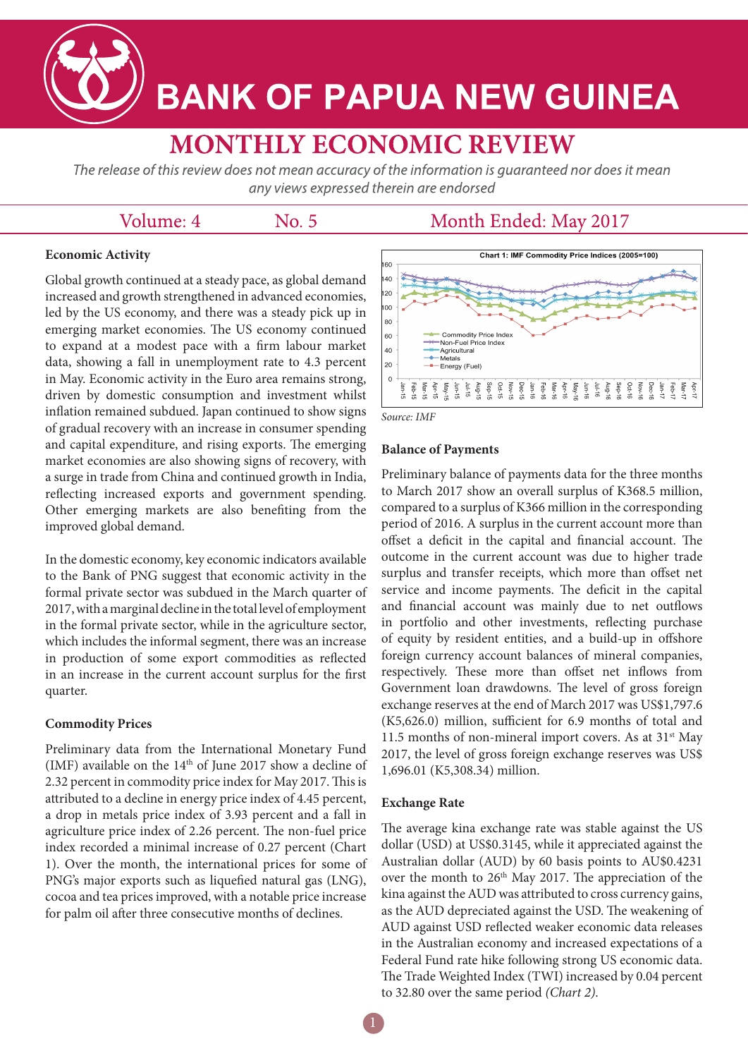# BANK OF PAPUA NEW GUINEA

## MONTHLY ECONOMIC REVIEW

*The release of this review does not mean accuracy of the information is guaranteed nor does it mean any views expressed therein are endorsed*

Volume: 4 No. 5 Month Ended: May 2017

### Economic Activity

Global growth continued at a steady pace, as global demand increased and growth strengthened in advanced economies, led by the US economy, and there was a steady pick up in emerging market economies. The US economy continued to expand at a modest pace with a firm labour market data, showing a fall in unemployment rate to 4.3 percent in May. Economic activity in the Euro area remains strong, driven by domestic consumption and investment whilst inflation remained subdued. Japan continued to show signs of gradual recovery with an increase in consumer spending and capital expenditure, and rising exports. The emerging market economies are also showing signs of recovery, with a surge in trade from China and continued growth in India, reflecting increased exports and government spending. Other emerging markets are also benefiting from the improved global demand.

In the domestic economy, key economic indicators available to the Bank of PNG suggest that economic activity in the formal private sector was subdued in the March quarter of 2017, with a marginal decline in the total level of employment in the formal private sector, while in the agriculture sector, which includes the informal segment, there was an increase in production of some export commodities as reflected in an increase in the current account surplus for the first quarter.

### Commodity Prices

Preliminary data from the International Monetary Fund (IMF) available on the 14th of June 2017 show a decline of 2.32 percent in commodity price index for May 2017. This is attributed to a decline in energy price index of 4.45 percent, a drop in metals price index of 3.93 percent and a fall in agriculture price index of 2.26 percent. The non-fuel price index recorded a minimal increase of 0.27 percent (Chart 1). Over the month, the international prices for some of PNG's major exports such as liquefied natural gas (LNG), cocoa and tea prices improved, with a notable price increase for palm oil after three consecutive months of declines.

**Chart 1: IMF Commodity Price Indices (2005=100)**

*Source: IMF*

### Balance of Payments

Preliminary balance of payments data for the three months to March 2017 show an overall surplus of K368.5 million, compared to a surplus of K366 million in the corresponding period of 2016. A surplus in the current account more than offset a deficit in the capital and financial account. The outcome in the current account was due to higher trade surplus and transfer receipts, which more than offset net service and income payments. The deficit in the capital and financial account was mainly due to net outflows in portfolio and other investments, reflecting purchase of equity by resident entities, and a build-up in offshore foreign currency account balances of mineral companies, respectively. These more than offset net inflows from Government loan drawdowns. The level of gross foreign exchange reserves at the end of March 2017 was US$1,797.6 (K5,626.0) million, sufficient for 6.9 months of total and 11.5 months of non-mineral import covers. As at 31st May 2017, the level of gross foreign exchange reserves was US$ 1,696.01 (K5,308.34) million.

### Exchange Rate

The average kina exchange rate was stable against the US dollar (USD) at US$0.3145, while it appreciated against the Australian dollar (AUD) by 60 basis points to AU$0.4231 over the month to 26th May 2017. The appreciation of the kina against the AUD was attributed to cross currency gains, as the AUD depreciated against the USD. The weakening of AUD against USD reflected weaker economic data releases in the Australian economy and increased expectations of a Federal Fund rate hike following strong US economic data. The Trade Weighted Index (TWI) increased by 0.04 percent to 32.80 over the same period *(Chart 2)*.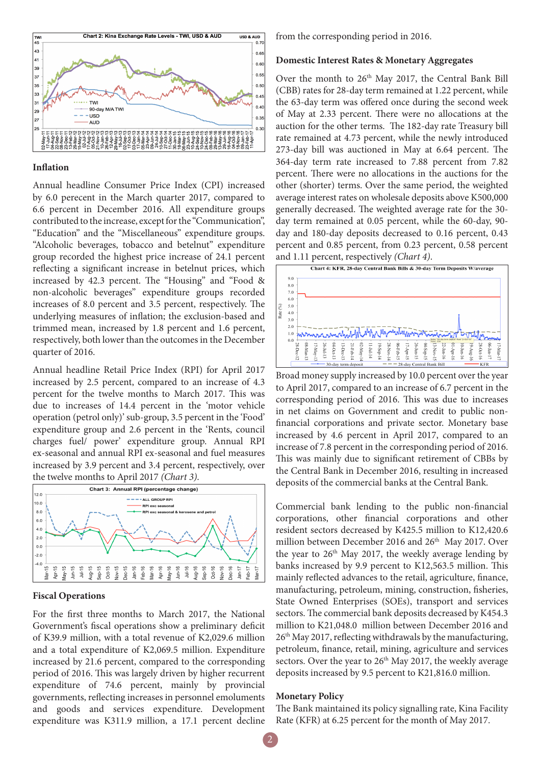Chart 2: Kina Exchange Rate Levels - TWI, USD & AUD

## Inflation

Annual headline Consumer Price Index (CPI) increased by 6.0 perecent in the March quarter 2017, compared to 6.6 percent in December 2016. All expenditure groups contributed to the increase, except for the "Communication", "Education" and the "Miscellaneous" expenditure groups. "Alcoholic beverages, tobacco and betelnut" expenditure group recorded the highest price increase of 24.1 percent reflecting a significant increase in betelnut prices, which increased by 42.3 percent. The "Housing" and "Food & non-alcoholic beverages" expenditure groups recorded increases of 8.0 percent and 3.5 percent, respectively. The underlying measures of inflation; the exclusion-based and trimmed mean, increased by 1.8 percent and 1.6 percent, respectively, both lower than the outcomes in the December quarter of 2016.

Annual headline Retail Price Index (RPI) for April 2017 increased by 2.5 percent, compared to an increase of 4.3 percent for the twelve months to March 2017. This was due to increases of 14.4 percent in the 'motor vehicle operation (petrol only)' sub-group, 3.5 percent in the 'Food' expenditure group and 2.6 percent in the 'Rents, council charges fuel/ power' expenditure group. Annual RPI ex-seasonal and annual RPI ex-seasonal and fuel measures increased by 3.9 percent and 3.4 percent, respectively, over the twelve months to April 2017 *(Chart 3)*.

Chart 3: Annual RPI (percentage change)

## Fiscal Operations

For the first three months to March 2017, the National Government's fiscal operations show a preliminary deficit of K39.9 million, with a total revenue of K2,029.6 million and a total expenditure of K2,069.5 million. Expenditure increased by 21.6 percent, compared to the corresponding period of 2016. This was largely driven by higher recurrent expenditure of 74.6 percent, mainly by provincial governments, reflecting increases in personnel emoluments and goods and services expenditure. Development expenditure was K311.9 million, a 17.1 percent decline from the corresponding period in 2016.

## Domestic Interest Rates & Monetary Aggregates

Over the month to 26[th] May 2017, the Central Bank Bill (CBB) rates for 28-day term remained at 1.22 percent, while the 63-day term was offered once during the second week of May at 2.33 percent. There were no allocations at the auction for the other terms. The 182-day rate Treasury bill rate remained at 4.73 percent, while the newly introduced 273-day bill was auctioned in May at 6.64 percent. The 364-day term rate increased to 7.88 percent from 7.82 percent. There were no allocations in the auctions for the other (shorter) terms. Over the same period, the weighted average interest rates on wholesale deposits above K500,000 generally decreased. The weighted average rate for the 30-day term remained at 0.05 percent, while the 60-day, 90-day and 180-day deposits decreased to 0.16 percent, 0.43 percent and 0.85 percent, from 0.23 percent, 0.58 percent and 1.11 percent, respectively *(Chart 4)*.

Chart 4: KFR, 28-day Central Bank Bills & 30-day Term Deposits W/average

Broad money supply increased by 10.0 percent over the year to April 2017, compared to an increase of 6.7 percent in the corresponding period of 2016. This was due to increases in net claims on Government and credit to public non-financial corporations and private sector. Monetary base increased by 4.6 percent in April 2017, compared to an increase of 7.8 percent in the corresponding period of 2016. This was mainly due to significant retirement of CBBs by the Central Bank in December 2016, resulting in increased deposits of the commercial banks at the Central Bank.

Commercial bank lending to the public non-financial corporations, other financial corporations and other resident sectors decreased by K425.5 million to K12,420.6 million between December 2016 and 26[th] May 2017. Over the year to 26[th] May 2017, the weekly average lending by banks increased by 9.9 percent to K12,563.5 million. This mainly reflected advances to the retail, agriculture, finance, manufacturing, petroleum, mining, construction, fisheries, State Owned Enterprises (SOEs), transport and services sectors. The commercial bank deposits decreased by K454.3 million to K21,048.0 million between December 2016 and 26[th] May 2017, reflecting withdrawals by the manufacturing, petroleum, finance, retail, mining, agriculture and services sectors. Over the year to 26[th] May 2017, the weekly average deposits increased by 9.5 percent to K21,816.0 million.

## Monetary Policy

The Bank maintained its policy signalling rate, Kina Facility Rate (KFR) at 6.25 percent for the month of May 2017.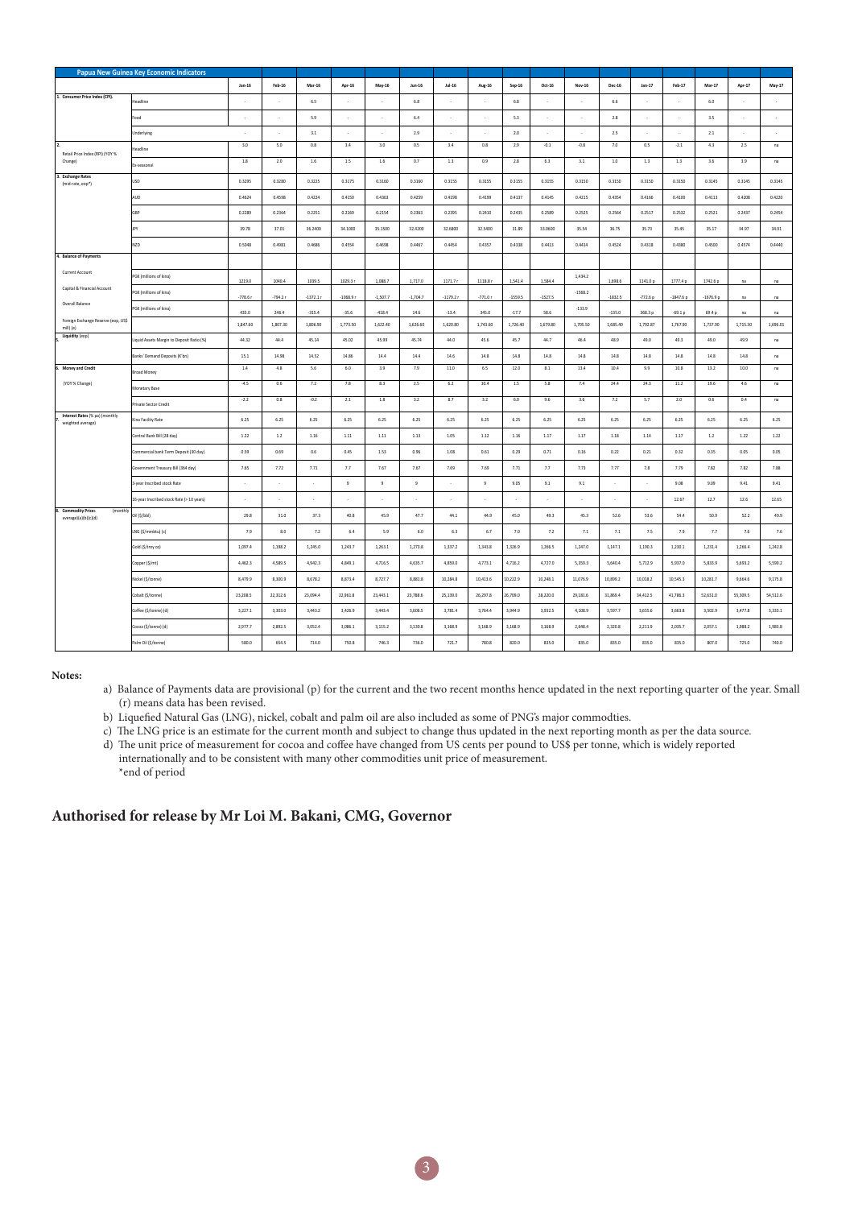| Papua New Guinea Key Economic Indicators | | Jan-16 | Feb-16 | Mar-16 | Apr-16 | May-16 | Jun-16 | Jul-16 | Aug-16 | Sep-16 | Oct-16 | Nov-16 | Dec-16 | Jan-17 | Feb-17 | Mar-17 | Apr-17 | May-17 |
|---|---|---|---|---|---|---|---|---|---|---|---|---|---|---|---|---|---|---|
| 1. Consumer Price Index (CPI). | Headline | - | - | 6.5 | - | - | 6.8 | - | - | 6.8 | - | - | 6.6 | - | - | 6.0 | - | - |
| | Food | - | - | 5.9 | - | - | 6.4 | - | - | 5.3 | - | - | 2.8 | - | - | 3.5 | - | - |
| | Underlying | - | - | 3.1 | - | - | 2.9 | - | - | 2.0 | - | - | 2.5 | - | - | 2.1 | - | - |
| 2. Retail Price Index (RPI) (YOY % Change) | Headline | 3.0 | 5.0 | 0.8 | 3.4 | 3.0 | 0.5 | 3.4 | 0.8 | 2.9 | -0.1 | -0.8 | 7.0 | 0.5 | -2.1 | 4.3 | 2.5 | na |
| | Ex-seasonal | 1.8 | 2.0 | 1.6 | 1.5 | 1.6 | 0.7 | 1.3 | 0.9 | 2.8 | 6.3 | 3.1 | 1.0 | 1.3 | 1.3 | 3.6 | 3.9 | na |
| 3. Exchange Rates (mid-rate, eop*) | USD | 0.3295 | 0.3280 | 0.3225 | 0.3175 | 0.3160 | 0.3160 | 0.3155 | 0.3155 | 0.3155 | 0.3155 | 0.3150 | 0.3150 | 0.3150 | 0.3150 | 0.3145 | 0.3145 | 0.3145 |
| | AUD | 0.4624 | 0.4598 | 0.4224 | 0.4150 | 0.4363 | 0.4259 | 0.4198 | 0.4199 | 0.4137 | 0.4145 | 0.4215 | 0.4354 | 0.4166 | 0.4100 | 0.4113 | 0.4208 | 0.4220 |
| | GBP | 0.2289 | 0.2364 | 0.2251 | 0.2169 | 0.2154 | 0.2363 | 0.2395 | 0.2410 | 0.2435 | 0.2589 | 0.2525 | 0.2564 | 0.2517 | 0.2532 | 0.2521 | 0.2437 | 0.2454 |
| | JPY | 39.78 | 37.01 | 36.2400 | 34.1000 | 35.1500 | 32.4200 | 32.6800 | 32.5400 | 31.89 | 33.0600 | 35.54 | 36.75 | 35.73 | 35.45 | 35.17 | 34.97 | 34.91 |
| | NZD | 0.5048 | 0.4981 | 0.4686 | 0.4554 | 0.4698 | 0.4467 | 0.4454 | 0.4357 | 0.4338 | 0.4413 | 0.4414 | 0.4524 | 0.4318 | 0.4380 | 0.4500 | 0.4574 | 0.4440 |
| 4. Balance of Payments | | | | | | | | | | | | | | | | | | |
| Current Account | PGK (millions of kina) | 1219.0 | 1040.4 | 1039.5 | 1029.3 r | 1,088.7 | 1,717.0 | 1171.7 r | 1118.8 r | 1,541.4 | 1,584.4 | 1,434.2 | 1,698.6 | 1141.0 p | 1777.4 p | 1742.6 p | na | na |
| Capital & Financial Account | PGK (millions of kina) | -778.6 r | -794.2 r | -1372.1 r | -1068.9 r | -1,507.7 | -1,704.7 | -1179.2 r | -771.0 r | -1559.5 | -1527.5 | -1568.2 | -1832.5 | -772.6 p | -1847.6 p | -1676.9 p | na | na |
| Overall Balance | PGK (millions of kina) | 435.0 | 246.4 | -315.4 | -35.6 | -418.4 | 14.6 | -13.4 | 345.0 | -17.7 | 58.6 | -133.9 | -135.0 | 368.3 p | -69.1 p | 69.4 p | na | na |
| Foreign Exchange Reserve (eop, US$ mill) (e) | | 1,847.60 | 1,807.30 | 1,806.90 | 1,773.50 | 1,622.40 | 1,626.60 | 1,620.80 | 1,743.60 | 1,726.40 | 1,679.80 | 1,705.50 | 1,685.40 | 1,792.87 | 1,767.90 | 1,737.90 | 1,715.30 | 1,696.01 |
| 5. Liquidity (eop) | Liquid Assets Margin to Deposit Ratio (%) | 44.32 | 44.4 | 45.14 | 45.02 | 45.99 | 45.74 | 44.0 | 45.6 | 45.7 | 44.7 | 46.4 | 48.9 | 49.0 | 49.3 | 49.0 | 49.9 | na |
| | Banks' Demand Deposits (K'bn) | 15.1 | 14.98 | 14.52 | 14.86 | 14.4 | 14.4 | 14.6 | 14.8 | 14.8 | 14.8 | 14.8 | 14.8 | 14.8 | 14.8 | 14.8 | 14.8 | na |
| 6. Money and Credit (YOY % Change) | Broad Money | 1.4 | 4.8 | 5.6 | 6.0 | 3.9 | 7.9 | 11.0 | 6.5 | 12.0 | 8.1 | 13.4 | 10.4 | 9.9 | 10.8 | 11.2 | 10.0 | na |
| | Monetary Base | -4.5 | 0.6 | 7.2 | 7.8 | 8.3 | 2.5 | 6.2 | 10.4 | 1.5 | 5.8 | 7.4 | 24.4 | 24.3 | 11.2 | 19.6 | 4.6 | na |
| | Private Sector Credit | -2.2 | 0.8 | -0.2 | 2.1 | 1.8 | 3.2 | 8.7 | 3.2 | 6.0 | 9.6 | 5.6 | 7.2 | 5.7 | 2.0 | 0.6 | 0.4 | na |
| 7. Interest Rates (% pa) (monthly weighted average) | Kina Facility Rate | 6.25 | 6.25 | 6.25 | 6.25 | 6.25 | 6.25 | 6.25 | 6.25 | 6.25 | 6.25 | 6.25 | 6.25 | 6.25 | 6.25 | 6.25 | 6.25 | 6.25 |
| | Central Bank Bill (28 day) | 1.22 | 1.2 | 1.16 | 1.11 | 1.11 | 1.13 | 1.05 | 1.12 | 1.16 | 1.17 | 1.17 | 1.18 | 1.14 | 1.17 | 1.2 | 1.22 | 1.22 |
| | Commercial bank Term Deposit (30 day) | 0.59 | 0.69 | 0.6 | 0.45 | 1.53 | 0.96 | 1.08 | 0.61 | 0.29 | 0.71 | 0.16 | 0.22 | 0.21 | 0.32 | 0.35 | 0.05 | 0.05 |
| | Government Treasury Bill (364 day) | 7.65 | 7.72 | 7.71 | 7.7 | 7.67 | 7.67 | 7.69 | 7.69 | 7.71 | 7.7 | 7.73 | 7.77 | 7.8 | 7.79 | 7.82 | 7.82 | 7.88 |
| | 3-year Inscribed stock Rate | - | - | - | 9 | 9 | 9 | - | 9 | 9.05 | 9.1 | 9.1 | - | - | 9.08 | 9.09 | 9.41 | 9.41 |
| | 16-year Inscribed stock Rate (> 10 years) | - | - | - | - | - | - | - | - | - | - | - | - | - | 12.67 | 12.7 | 12.6 | 12.65 |
| 8. Commodity Prices (monthly average)(a)(b)(c)(d) | Oil ($/bbl) | 29.8 | 31.0 | 37.3 | 40.8 | 45.9 | 47.7 | 44.1 | 44.9 | 45.0 | 49.3 | 45.3 | 52.6 | 53.6 | 54.4 | 50.9 | 52.2 | 49.9 |
| | LNG ($/mmbtu) (c) | 7.9 | 8.0 | 7.2 | 6.4 | 5.9 | 6.0 | 6.3 | 6.7 | 7.0 | 7.2 | 7.1 | 7.1 | 7.5 | 7.9 | 7.7 | 7.6 | 7.6 |
| | Gold ($/troy oz) | 1,097.4 | 1,198.2 | 1,245.0 | 1,243.7 | 1,263.1 | 1,273.8 | 1,337.2 | 1,343.8 | 1,326.9 | 1,266.5 | 1,247.0 | 1,147.1 | 1,190.3 | 1,230.1 | 1,231.4 | 1,266.4 | 1,242.8 |
| | Copper ($/mt) | 4,462.3 | 4,589.5 | 4,942.3 | 4,849.1 | 4,716.5 | 4,635.7 | 4,859.0 | 4,773.1 | 4,716.2 | 4,727.0 | 5,359.3 | 5,640.4 | 5,712.9 | 5,937.0 | 5,833.9 | 5,693.2 | 5,590.2 |
| | Nickel ($/tonne) | 8,479.9 | 8,300.9 | 8,678.2 | 8,873.4 | 8,727.7 | 8,881.8 | 10,284.8 | 10,413.6 | 10,222.9 | 10,248.1 | 11,076.9 | 10,899.2 | 10,018.2 | 10,545.3 | 10,261.7 | 9,664.6 | 9,175.8 |
| | Cobalt ($/tonne) | 23,208.5 | 22,312.6 | 23,094.4 | 22,961.8 | 23,445.1 | 23,788.6 | 25,139.0 | 26,297.8 | 26,709.0 | 28,220.0 | 29,181.6 | 31,869.4 | 34,412.5 | 41,786.3 | 52,631.0 | 55,309.5 | 54,512.6 |
| | Coffee ($/tonne) (d) | 3,227.1 | 3,303.0 | 3,443.2 | 3,426.9 | 3,443.4 | 3,606.5 | 3,781.4 | 3,764.4 | 3,944.9 | 3,932.5 | 4,108.9 | 3,597.7 | 3,655.8 | 3,663.8 | 3,502.9 | 3,477.8 | 3,333.1 |
| | Cocoa ($/tonne) (d) | 2,977.7 | 2,892.5 | 3,052.4 | 3,086.1 | 3,115.2 | 3,130.8 | 3,168.9 | 3,168.9 | 3,168.9 | 3,168.9 | 2,648.4 | 2,320.8 | 2,211.9 | 2,035.7 | 2,057.1 | 1,988.2 | 1,983.8 |
| | Palm Oil ($/tonne) | 580.0 | 654.5 | 714.0 | 750.8 | 746.3 | 736.0 | 721.7 | 780.8 | 820.0 | 835.0 | 835.0 | 835.0 | 835.0 | 835.0 | 807.0 | 725.0 | 740.0 |

**Notes:**

a) Balance of Payments data are provisional (p) for the current and the two recent months hence updated in the next reporting quarter of the year. Small (r) means data has been revised.

b) Liquefied Natural Gas (LNG), nickel, cobalt and palm oil are also included as some of PNG's major commodties.

c) The LNG price is an estimate for the current month and subject to change thus updated in the next reporting month as per the data source.

d) The unit price of measurement for cocoa and coffee have changed from US cents per pound to US$ per tonne, which is widely reported internationally and to be consistent with many other commodities unit price of measurement.

\*end of period

## Authorised for release by Mr Loi M. Bakani, CMG, Governor